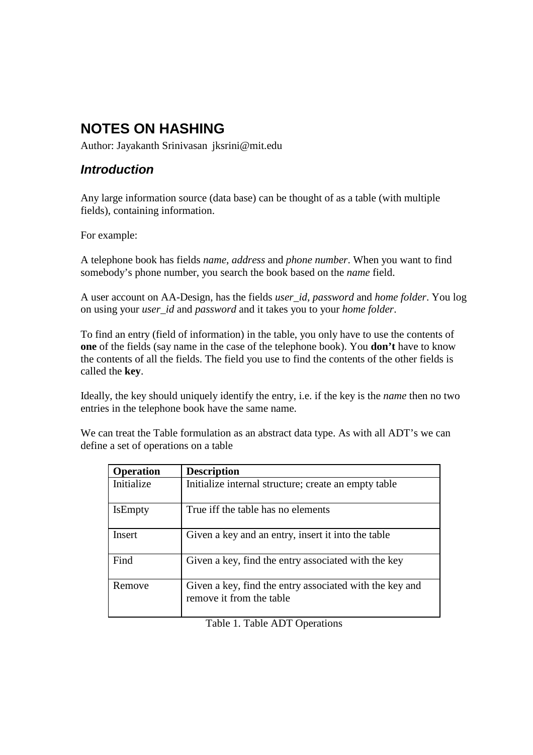# NOTES ON HASHING

Author: Jayakanth Srinivasan jksrini@mit.edu

## *Introduction*

Any large information source (data base) can be thought of as a table (with multiple fields), containing information.

For example:

A telephone book has fields *name*, *address* and *phone number*. When you want to find somebody's phone number, you search the book based on the *name* field.

A user account on AA-Design, has the fields *user_id*, *password* and *home folder*. You log on using your *user_id* and *password* and it takes you to your *home folder*.

To find an entry (field of information) in the table, you only have to use the contents of **one** of the fields (say name in the case of the telephone book). You **don't** have to know the contents of all the fields. The field you use to find the contents of the other fields is called the **key**.

Ideally, the key should uniquely identify the entry, i.e. if the key is the *name* then no two entries in the telephone book have the same name.

We can treat the Table formulation as an abstract data type. As with all ADT's we can define a set of operations on a table

| **Operation** | **Description** |
|---|---|
| Initialize | Initialize internal structure; create an empty table |
| IsEmpty | True iff the table has no elements |
| Insert | Given a key and an entry, insert it into the table |
| Find | Given a key, find the entry associated with the key |
| Remove | Given a key, find the entry associated with the key and remove it from the table |

Table 1. Table ADT Operations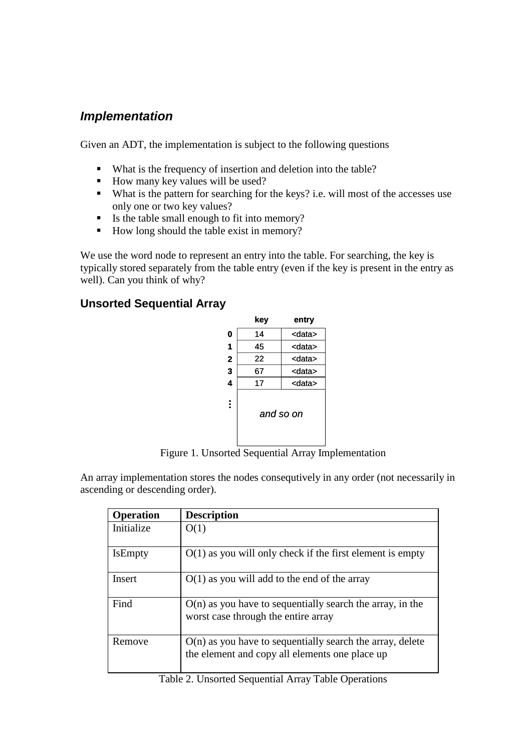### *Implementation*

Given an ADT, the implementation is subject to the following questions

- What is the frequency of insertion and deletion into the table?
- How many key values will be used?
- What is the pattern for searching for the keys? i.e. will most of the accesses use only one or two key values?
- Is the table small enough to fit into memory?
- How long should the table exist in memory?

We use the word node to represent an entry into the table. For searching, the key is typically stored separately from the table entry (even if the key is present in the entry as well). Can you think of why?

### Unsorted Sequential Array

| | key | entry |
|---|---|---|
| 0 | 14 | <data> |
| 1 | 45 | <data> |
| 2 | 22 | <data> |
| 3 | 67 | <data> |
| 4 | 17 | <data> |
| ⋮ | *and so on* | |

Figure 1. Unsorted Sequential Array Implementation

An array implementation stores the nodes consequtively in any order (not necessarily in ascending or descending order).

| Operation | Description |
|---|---|
| Initialize | O(1) |
| IsEmpty | O(1) as you will only check if the first element is empty |
| Insert | O(1) as you will add to the end of the array |
| Find | O(n) as you have to sequentially search the array, in the worst case through the entire array |
| Remove | O(n) as you have to sequentially search the array, delete the element and copy all elements one place up |

Table 2. Unsorted Sequential Array Table Operations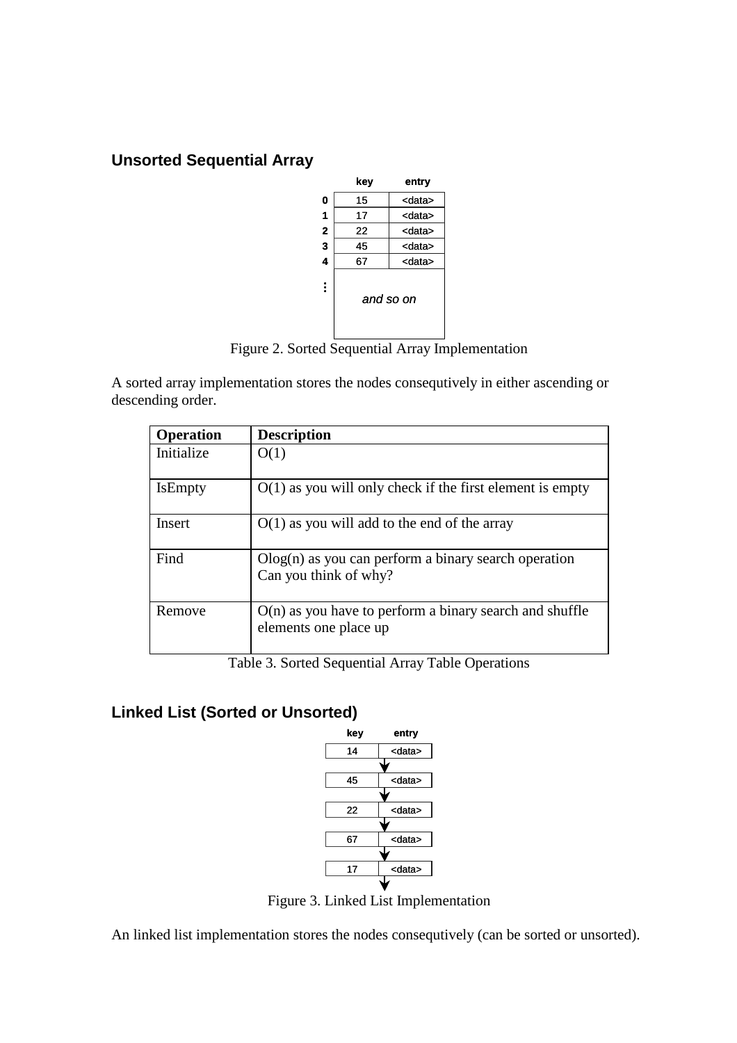## Unsorted Sequential Array

|   | key | entry |
|---|---|---|
| 0 | 15 | <data> |
| 1 | 17 | <data> |
| 2 | 22 | <data> |
| 3 | 45 | <data> |
| 4 | 67 | <data> |
| ⋮ | *and so on* | |

Figure 2. Sorted Sequential Array Implementation

A sorted array implementation stores the nodes consequtively in either ascending or descending order.

| **Operation** | **Description** |
|---|---|
| Initialize | O(1) |
| IsEmpty | O(1) as you will only check if the first element is empty |
| Insert | O(1) as you will add to the end of the array |
| Find | Olog(n) as you can perform a binary search operation<br>Can you think of why? |
| Remove | O(n) as you have to perform a binary search and shuffle elements one place up |

Table 3. Sorted Sequential Array Table Operations

## Linked List (Sorted or Unsorted)

| key | entry |
|---|---|
| 14 | <data> |
| ↓ | |
| 45 | <data> |
| ↓ | |
| 22 | <data> |
| ↓ | |
| 67 | <data> |
| ↓ | |
| 17 | <data> |
| ↓ | |

Figure 3. Linked List Implementation

An linked list implementation stores the nodes consequtively (can be sorted or unsorted).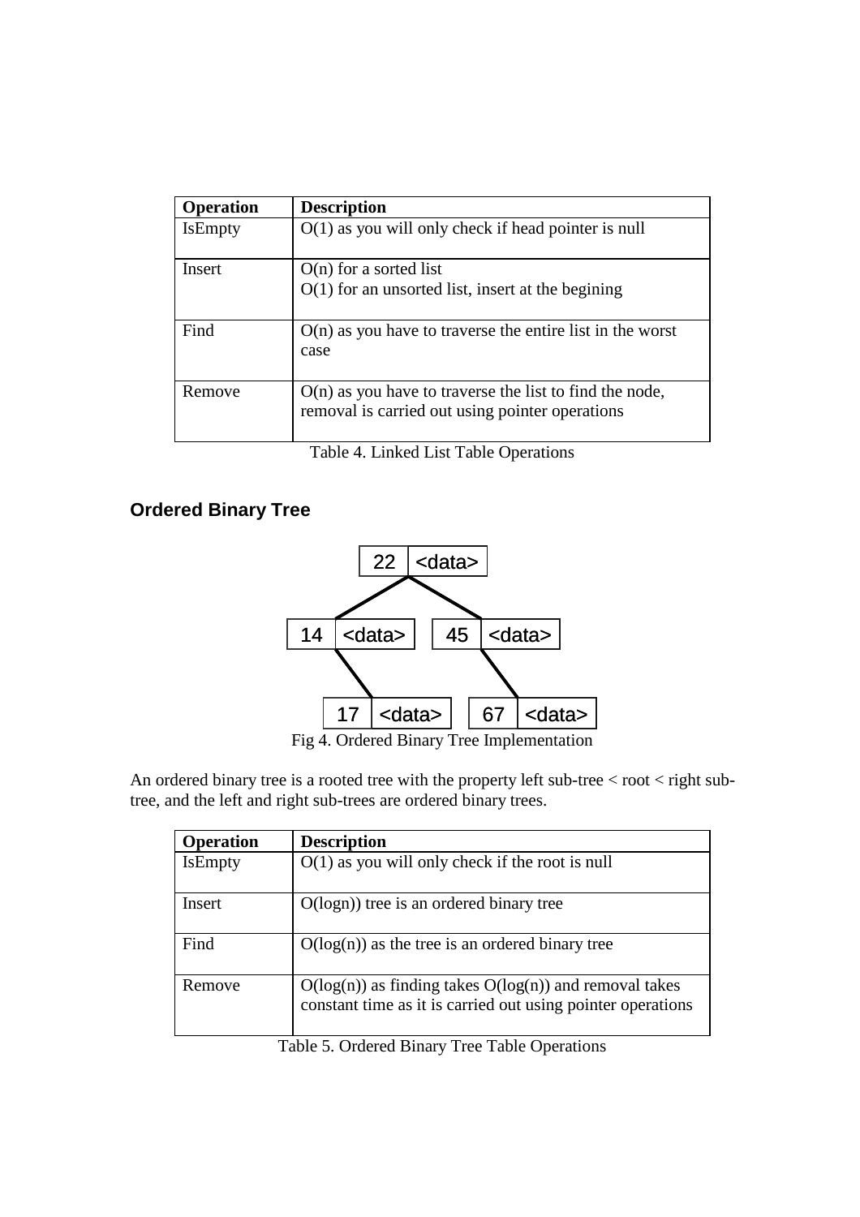| Operation | Description |
| --- | --- |
| IsEmpty | O(1) as you will only check if head pointer is null |
| Insert | O(n) for a sorted list<br>O(1) for an unsorted list, insert at the begining |
| Find | O(n) as you have to traverse the entire list in the worst case |
| Remove | O(n) as you have to traverse the list to find the node, removal is carried out using pointer operations |

Table 4. Linked List Table Operations

## Ordered Binary Tree

Fig 4. Ordered Binary Tree Implementation

An ordered binary tree is a rooted tree with the property left sub-tree < root < right sub-tree, and the left and right sub-trees are ordered binary trees.

| Operation | Description |
| --- | --- |
| IsEmpty | O(1) as you will only check if the root is null |
| Insert | O(logn)) tree is an ordered binary tree |
| Find | O(log(n)) as the tree is an ordered binary tree |
| Remove | O(log(n)) as finding takes O(log(n)) and removal takes constant time as it is carried out using pointer operations |

Table 5. Ordered Binary Tree Table Operations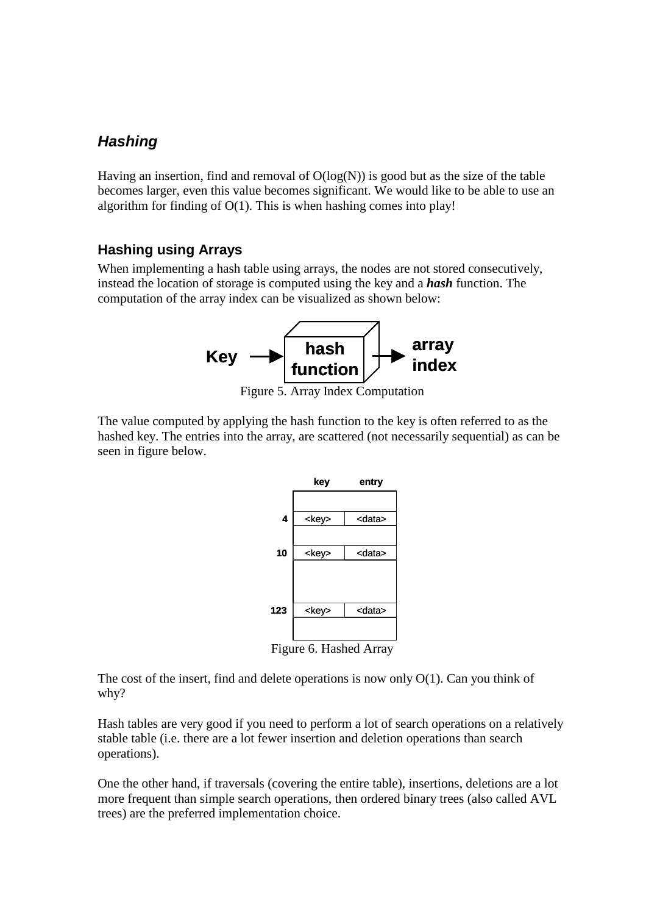## *Hashing*

Having an insertion, find and removal of O(log(N)) is good but as the size of the table becomes larger, even this value becomes significant. We would like to be able to use an algorithm for finding of O(1). This is when hashing comes into play!

### Hashing using Arrays

When implementing a hash table using arrays, the nodes are not stored consecutively, instead the location of storage is computed using the key and a ***hash*** function. The computation of the array index can be visualized as shown below:

Figure 5. Array Index Computation

The value computed by applying the hash function to the key is often referred to as the hashed key. The entries into the array, are scattered (not necessarily sequential) as can be seen in figure below.

Figure 6. Hashed Array

The cost of the insert, find and delete operations is now only O(1). Can you think of why?

Hash tables are very good if you need to perform a lot of search operations on a relatively stable table (i.e. there are a lot fewer insertion and deletion operations than search operations).

One the other hand, if traversals (covering the entire table), insertions, deletions are a lot more frequent than simple search operations, then ordered binary trees (also called AVL trees) are the preferred implementation choice.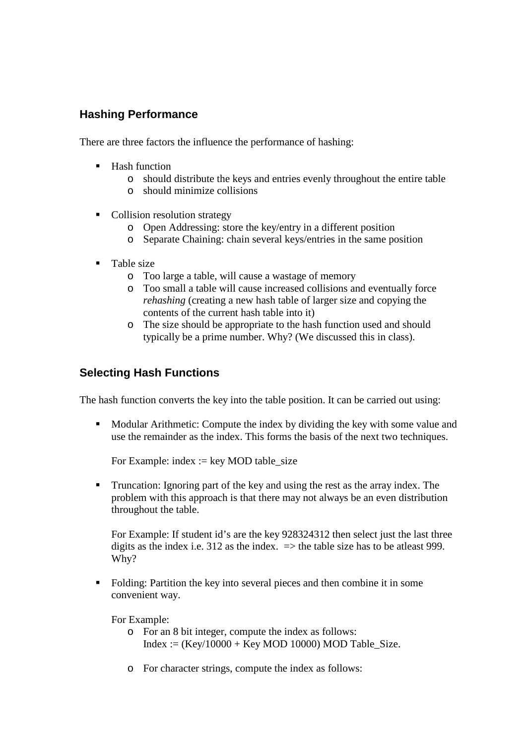## Hashing Performance

There are three factors the influence the performance of hashing:

- Hash function
  - should distribute the keys and entries evenly throughout the entire table
  - should minimize collisions

- Collision resolution strategy
  - Open Addressing: store the key/entry in a different position
  - Separate Chaining: chain several keys/entries in the same position

- Table size
  - Too large a table, will cause a wastage of memory
  - Too small a table will cause increased collisions and eventually force *rehashing* (creating a new hash table of larger size and copying the contents of the current hash table into it)
  - The size should be appropriate to the hash function used and should typically be a prime number. Why? (We discussed this in class).

## Selecting Hash Functions

The hash function converts the key into the table position. It can be carried out using:

- Modular Arithmetic: Compute the index by dividing the key with some value and use the remainder as the index. This forms the basis of the next two techniques.

  For Example: index := key MOD table_size

- Truncation: Ignoring part of the key and using the rest as the array index. The problem with this approach is that there may not always be an even distribution throughout the table.

  For Example: If student id's are the key 928324312 then select just the last three digits as the index i.e. 312 as the index. => the table size has to be atleast 999. Why?

- Folding: Partition the key into several pieces and then combine it in some convenient way.

  For Example:
  - For an 8 bit integer, compute the index as follows:
    Index := (Key/10000 + Key MOD 10000) MOD Table_Size.

  - For character strings, compute the index as follows: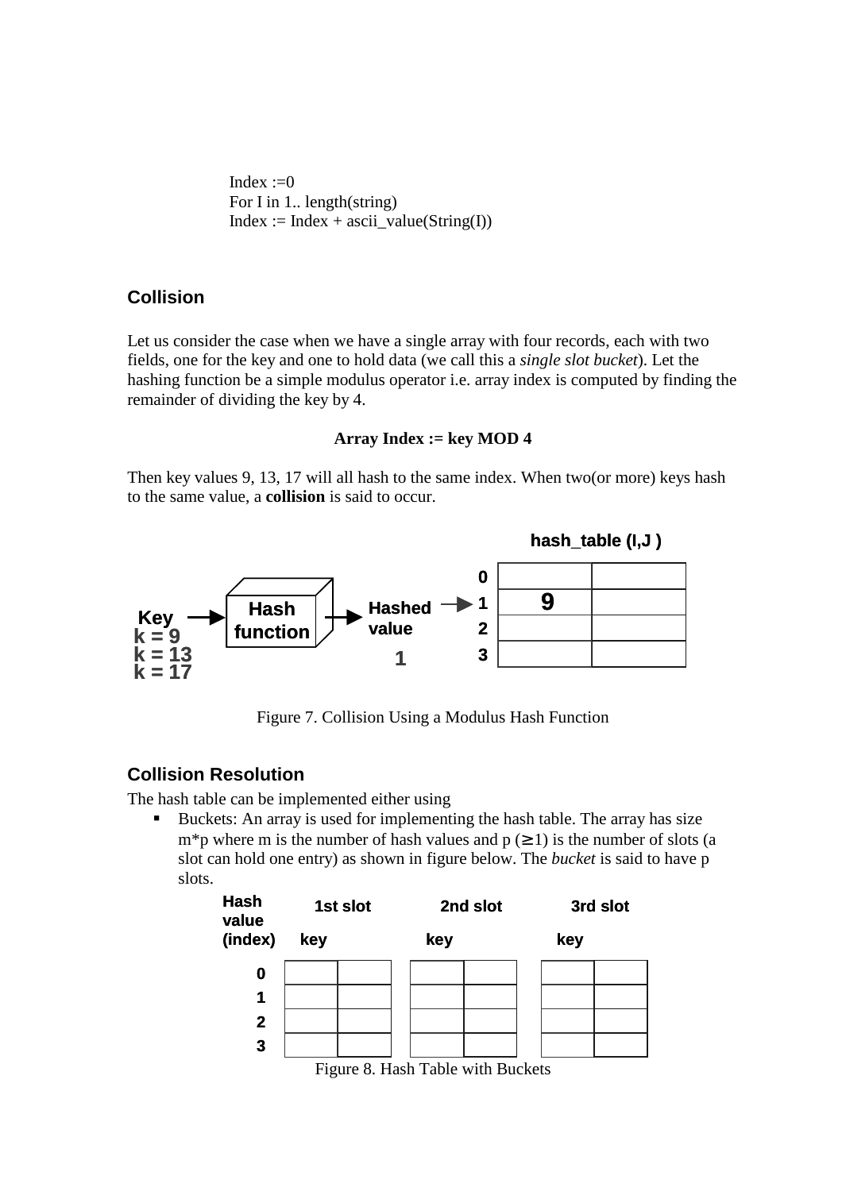```
Index :=0
For I in 1.. length(string)
Index := Index + ascii_value(String(I))
```

## Collision

Let us consider the case when we have a single array with four records, each with two fields, one for the key and one to hold data (we call this a *single slot bucket*). Let the hashing function be a simple modulus operator i.e. array index is computed by finding the remainder of dividing the key by 4.

**Array Index := key MOD 4**

Then key values 9, 13, 17 will all hash to the same index. When two(or more) keys hash to the same value, a **collision** is said to occur.

**hash_table (I,J )**

Key k = 9, k = 13, k = 17 → Hash function → Hashed value 1

| | | |
|---|---|---|
| 0 | | |
| 1 | 9 | |
| 2 | | |
| 3 | | |

Figure 7. Collision Using a Modulus Hash Function

## Collision Resolution

The hash table can be implemented either using

- Buckets: An array is used for implementing the hash table. The array has size m*p where m is the number of hash values and p ($\geq$1) is the number of slots (a slot can hold one entry) as shown in figure below. The *bucket* is said to have p slots.

| Hash value (index) | 1st slot key | | 2nd slot key | | 3rd slot key | |
|---|---|---|---|---|---|---|
| 0 | | | | | | |
| 1 | | | | | | |
| 2 | | | | | | |
| 3 | | | | | | |

Figure 8. Hash Table with Buckets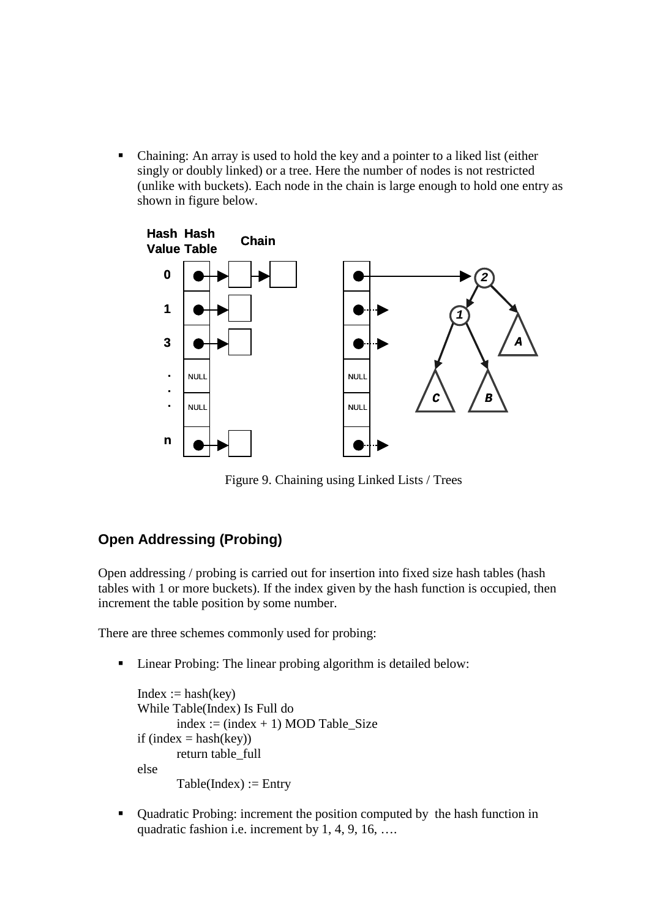- Chaining: An array is used to hold the key and a pointer to a liked list (either singly or doubly linked) or a tree. Here the number of nodes is not restricted (unlike with buckets). Each node in the chain is large enough to hold one entry as shown in figure below.

Figure 9. Chaining using Linked Lists / Trees

## Open Addressing (Probing)

Open addressing / probing is carried out for insertion into fixed size hash tables (hash tables with 1 or more buckets). If the index given by the hash function is occupied, then increment the table position by some number.

There are three schemes commonly used for probing:

- Linear Probing: The linear probing algorithm is detailed below:

```
Index := hash(key)
While Table(Index) Is Full do
        index := (index + 1) MOD Table_Size
if (index = hash(key))
        return table_full
else
        Table(Index) := Entry
```

- Quadratic Probing: increment the position computed by the hash function in quadratic fashion i.e. increment by 1, 4, 9, 16, ….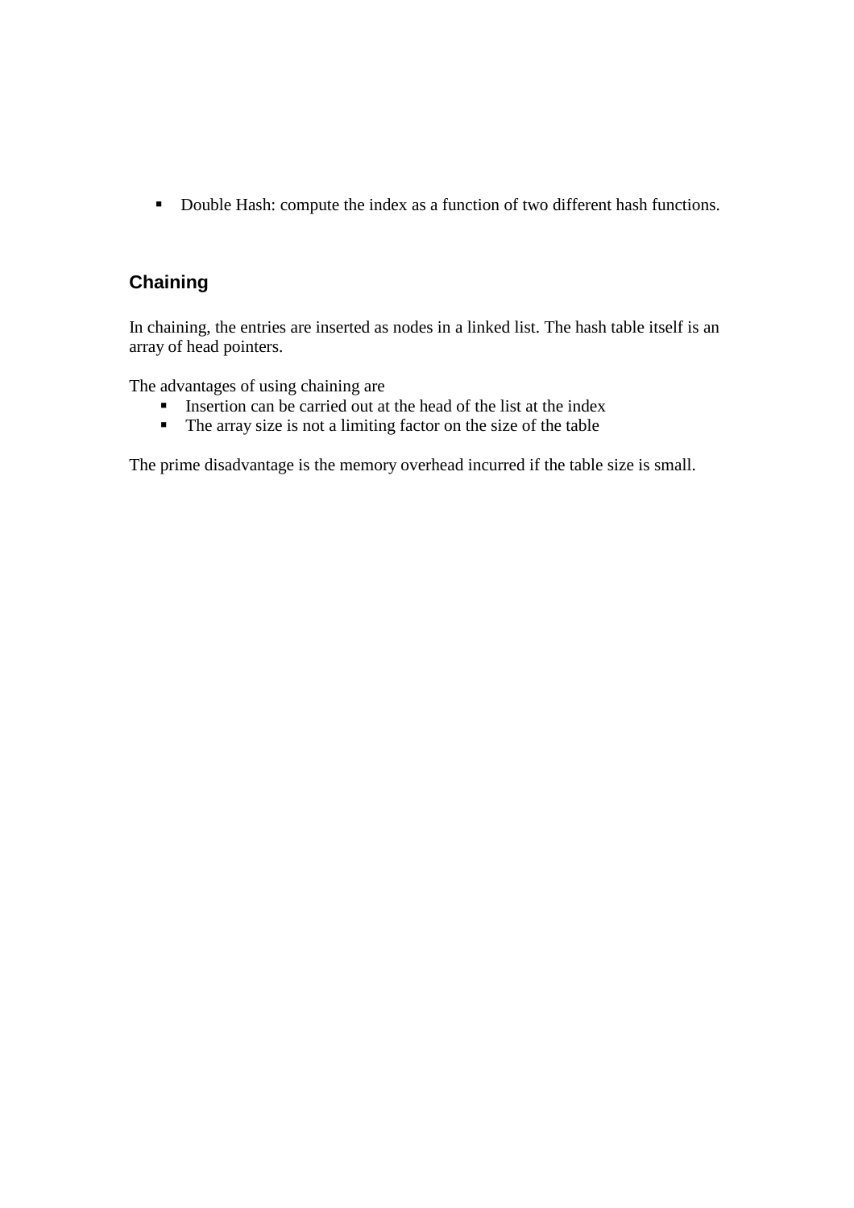- Double Hash: compute the index as a function of two different hash functions.

## Chaining

In chaining, the entries are inserted as nodes in a linked list. The hash table itself is an array of head pointers.

The advantages of using chaining are

- Insertion can be carried out at the head of the list at the index
- The array size is not a limiting factor on the size of the table

The prime disadvantage is the memory overhead incurred if the table size is small.